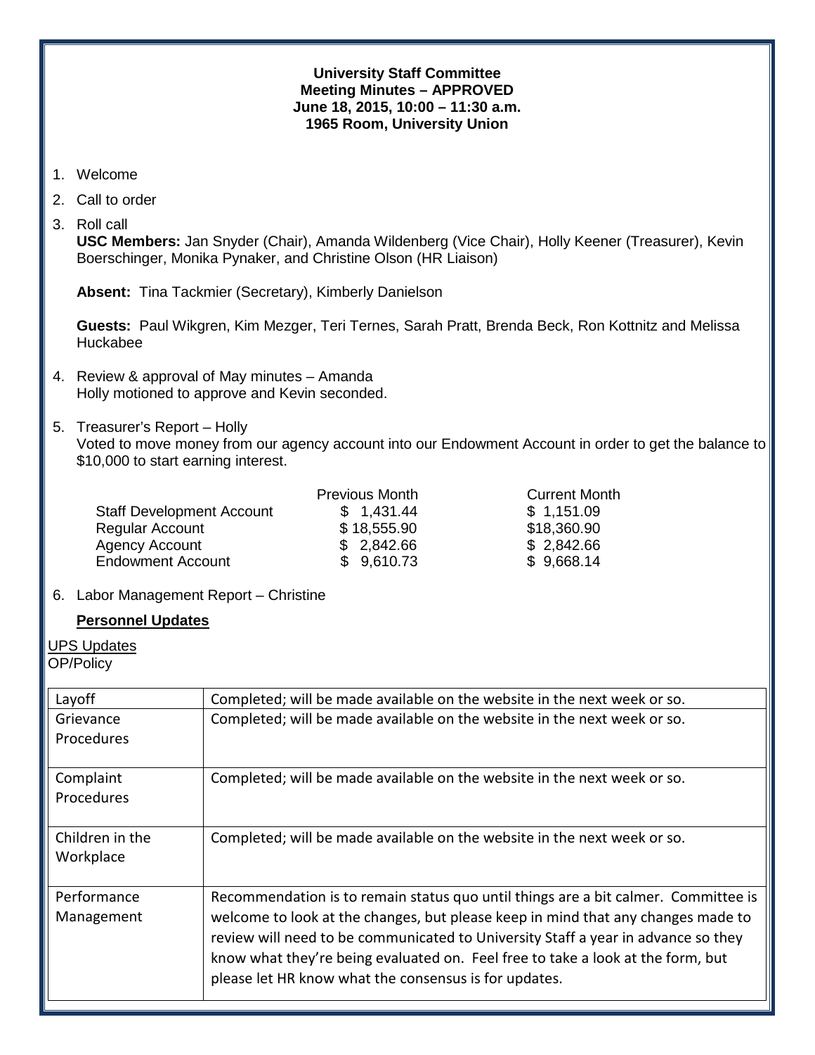**University Staff Committee**
**Meeting Minutes – APPROVED**
**June 18, 2015, 10:00 – 11:30 a.m.**
**1965 Room, University Union**

1. Welcome
2. Call to order
3. Roll call
   **USC Members:** Jan Snyder (Chair), Amanda Wildenberg (Vice Chair), Holly Keener (Treasurer), Kevin Boerschinger, Monika Pynaker, and Christine Olson (HR Liaison)

   **Absent:** Tina Tackmier (Secretary), Kimberly Danielson

   **Guests:** Paul Wikgren, Kim Mezger, Teri Ternes, Sarah Pratt, Brenda Beck, Ron Kottnitz and Melissa Huckabee

4. Review & approval of May minutes – Amanda
   Holly motioned to approve and Kevin seconded.

5. Treasurer's Report – Holly
   Voted to move money from our agency account into our Endowment Account in order to get the balance to $10,000 to start earning interest.

| | Previous Month | Current Month |
|---|---|---|
| Staff Development Account | $ 1,431.44 | $ 1,151.09 |
| Regular Account | $ 18,555.90 | $18,360.90 |
| Agency Account | $ 2,842.66 | $ 2,842.66 |
| Endowment Account | $ 9,610.73 | $ 9,668.14 |

6. Labor Management Report – Christine

   **Personnel Updates**

UPS Updates
OP/Policy

| | |
|---|---|
| Layoff | Completed; will be made available on the website in the next week or so. |
| Grievance Procedures | Completed; will be made available on the website in the next week or so. |
| Complaint Procedures | Completed; will be made available on the website in the next week or so. |
| Children in the Workplace | Completed; will be made available on the website in the next week or so. |
| Performance Management | Recommendation is to remain status quo until things are a bit calmer. Committee is welcome to look at the changes, but please keep in mind that any changes made to review will need to be communicated to University Staff a year in advance so they know what they're being evaluated on. Feel free to take a look at the form, but please let HR know what the consensus is for updates. |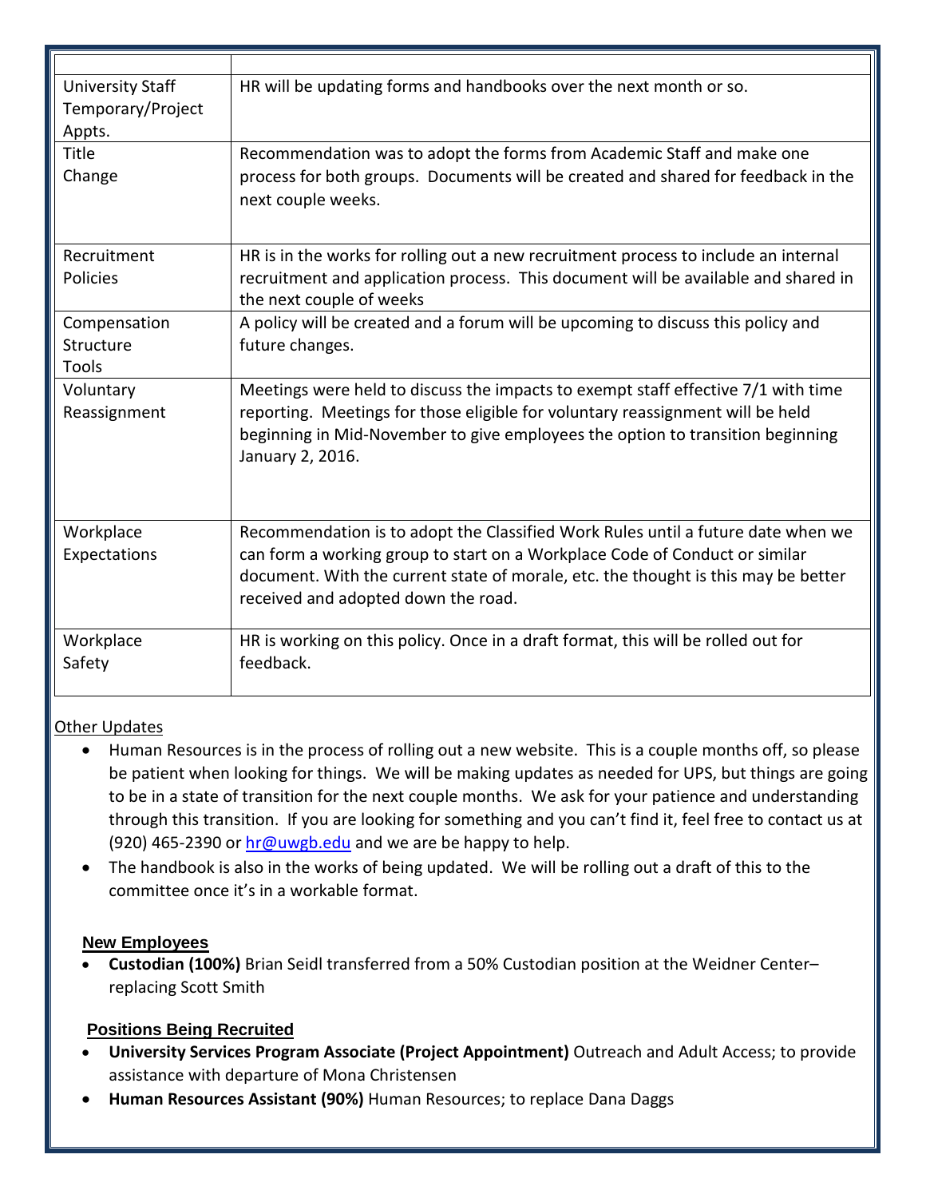| | |
|---|---|
| University Staff Temporary/Project Appts. | HR will be updating forms and handbooks over the next month or so. |
| Title Change | Recommendation was to adopt the forms from Academic Staff and make one process for both groups. Documents will be created and shared for feedback in the next couple weeks. |
| Recruitment Policies | HR is in the works for rolling out a new recruitment process to include an internal recruitment and application process. This document will be available and shared in the next couple of weeks |
| Compensation Structure Tools | A policy will be created and a forum will be upcoming to discuss this policy and future changes. |
| Voluntary Reassignment | Meetings were held to discuss the impacts to exempt staff effective 7/1 with time reporting. Meetings for those eligible for voluntary reassignment will be held beginning in Mid-November to give employees the option to transition beginning January 2, 2016. |
| Workplace Expectations | Recommendation is to adopt the Classified Work Rules until a future date when we can form a working group to start on a Workplace Code of Conduct or similar document. With the current state of morale, etc. the thought is this may be better received and adopted down the road. |
| Workplace Safety | HR is working on this policy. Once in a draft format, this will be rolled out for feedback. |

Other Updates

- Human Resources is in the process of rolling out a new website. This is a couple months off, so please be patient when looking for things. We will be making updates as needed for UPS, but things are going to be in a state of transition for the next couple months. We ask for your patience and understanding through this transition. If you are looking for something and you can't find it, feel free to contact us at (920) 465-2390 or hr@uwgb.edu and we are be happy to help.
- The handbook is also in the works of being updated. We will be rolling out a draft of this to the committee once it's in a workable format.

**New Employees**

- **Custodian (100%)** Brian Seidl transferred from a 50% Custodian position at the Weidner Center– replacing Scott Smith

**Positions Being Recruited**

- **University Services Program Associate (Project Appointment)** Outreach and Adult Access; to provide assistance with departure of Mona Christensen
- **Human Resources Assistant (90%)** Human Resources; to replace Dana Daggs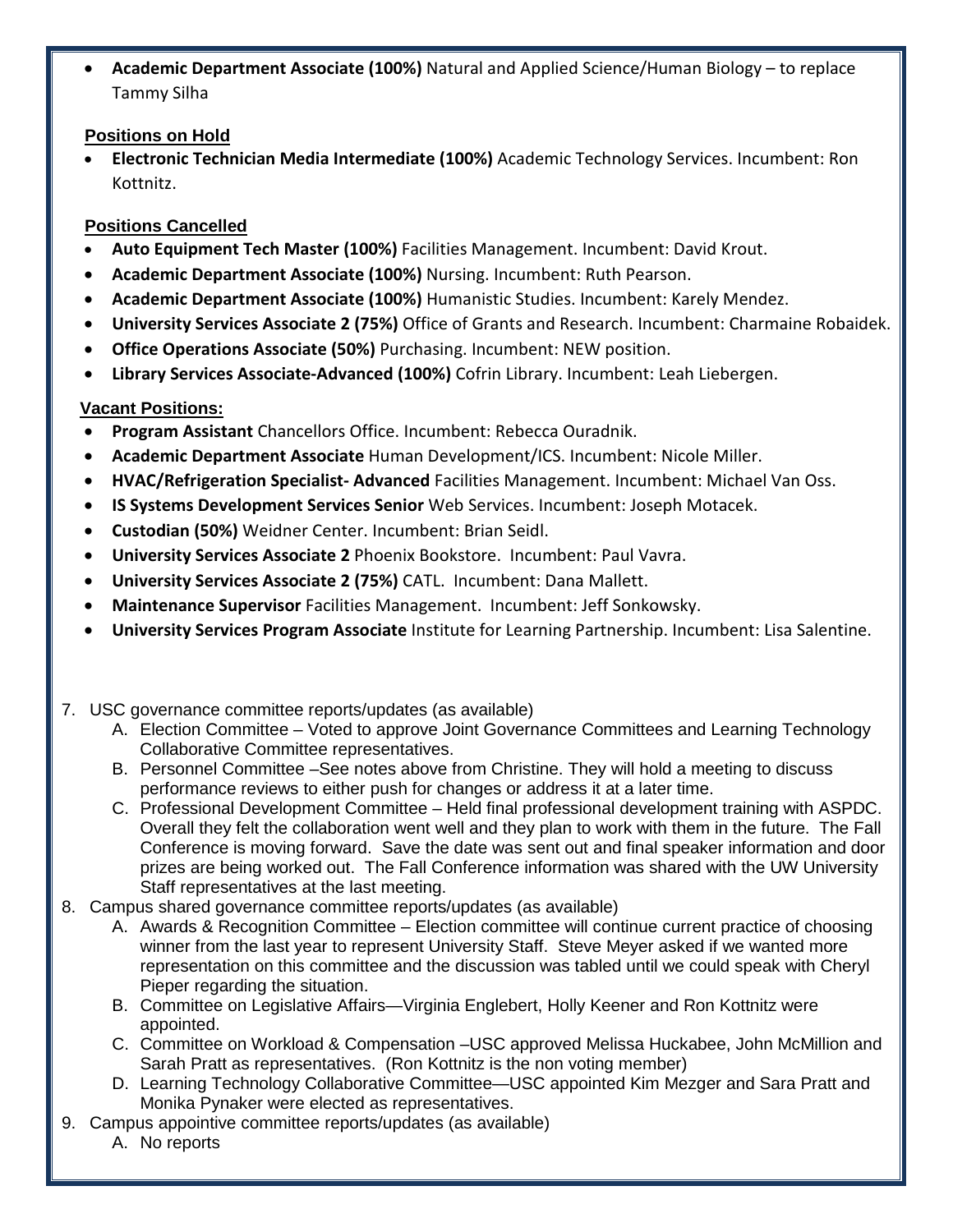- **Academic Department Associate (100%)** Natural and Applied Science/Human Biology – to replace Tammy Silha

**Positions on Hold**

- **Electronic Technician Media Intermediate (100%)** Academic Technology Services. Incumbent: Ron Kottnitz.

**Positions Cancelled**

- **Auto Equipment Tech Master (100%)** Facilities Management. Incumbent: David Krout.
- **Academic Department Associate (100%)** Nursing. Incumbent: Ruth Pearson.
- **Academic Department Associate (100%)** Humanistic Studies. Incumbent: Karely Mendez.
- **University Services Associate 2 (75%)** Office of Grants and Research. Incumbent: Charmaine Robaidek.
- **Office Operations Associate (50%)** Purchasing. Incumbent: NEW position.
- **Library Services Associate-Advanced (100%)** Cofrin Library. Incumbent: Leah Liebergen.

**Vacant Positions:**

- **Program Assistant** Chancellors Office. Incumbent: Rebecca Ouradnik.
- **Academic Department Associate** Human Development/ICS. Incumbent: Nicole Miller.
- **HVAC/Refrigeration Specialist- Advanced** Facilities Management. Incumbent: Michael Van Oss.
- **IS Systems Development Services Senior** Web Services. Incumbent: Joseph Motacek.
- **Custodian (50%)** Weidner Center. Incumbent: Brian Seidl.
- **University Services Associate 2** Phoenix Bookstore. Incumbent: Paul Vavra.
- **University Services Associate 2 (75%)** CATL. Incumbent: Dana Mallett.
- **Maintenance Supervisor** Facilities Management. Incumbent: Jeff Sonkowsky.
- **University Services Program Associate** Institute for Learning Partnership. Incumbent: Lisa Salentine.

7. USC governance committee reports/updates (as available)
   A. Election Committee – Voted to approve Joint Governance Committees and Learning Technology Collaborative Committee representatives.
   B. Personnel Committee –See notes above from Christine. They will hold a meeting to discuss performance reviews to either push for changes or address it at a later time.
   C. Professional Development Committee – Held final professional development training with ASPDC. Overall they felt the collaboration went well and they plan to work with them in the future. The Fall Conference is moving forward. Save the date was sent out and final speaker information and door prizes are being worked out. The Fall Conference information was shared with the UW University Staff representatives at the last meeting.
8. Campus shared governance committee reports/updates (as available)
   A. Awards & Recognition Committee – Election committee will continue current practice of choosing winner from the last year to represent University Staff. Steve Meyer asked if we wanted more representation on this committee and the discussion was tabled until we could speak with Cheryl Pieper regarding the situation.
   B. Committee on Legislative Affairs—Virginia Englebert, Holly Keener and Ron Kottnitz were appointed.
   C. Committee on Workload & Compensation –USC approved Melissa Huckabee, John McMillion and Sarah Pratt as representatives. (Ron Kottnitz is the non voting member)
   D. Learning Technology Collaborative Committee—USC appointed Kim Mezger and Sara Pratt and Monika Pynaker were elected as representatives.
9. Campus appointive committee reports/updates (as available)
   A. No reports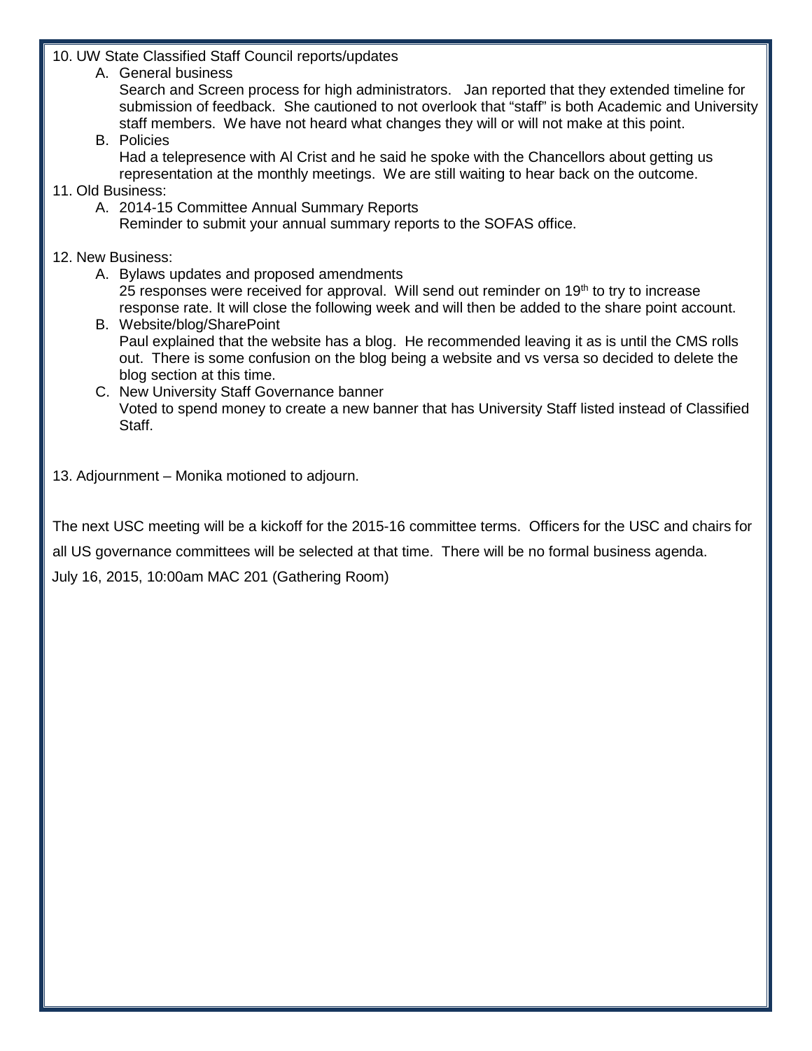10. UW State Classified Staff Council reports/updates
    A. General business
       Search and Screen process for high administrators. Jan reported that they extended timeline for submission of feedback. She cautioned to not overlook that "staff" is both Academic and University staff members. We have not heard what changes they will or will not make at this point.
    B. Policies
       Had a telepresence with Al Crist and he said he spoke with the Chancellors about getting us representation at the monthly meetings. We are still waiting to hear back on the outcome.

11. Old Business:
    A. 2014-15 Committee Annual Summary Reports
       Reminder to submit your annual summary reports to the SOFAS office.

12. New Business:
    A. Bylaws updates and proposed amendments
       25 responses were received for approval. Will send out reminder on 19th to try to increase response rate. It will close the following week and will then be added to the share point account.
    B. Website/blog/SharePoint
       Paul explained that the website has a blog. He recommended leaving it as is until the CMS rolls out. There is some confusion on the blog being a website and vs versa so decided to delete the blog section at this time.
    C. New University Staff Governance banner
       Voted to spend money to create a new banner that has University Staff listed instead of Classified Staff.

13. Adjournment – Monika motioned to adjourn.

The next USC meeting will be a kickoff for the 2015-16 committee terms. Officers for the USC and chairs for all US governance committees will be selected at that time. There will be no formal business agenda.

July 16, 2015, 10:00am MAC 201 (Gathering Room)